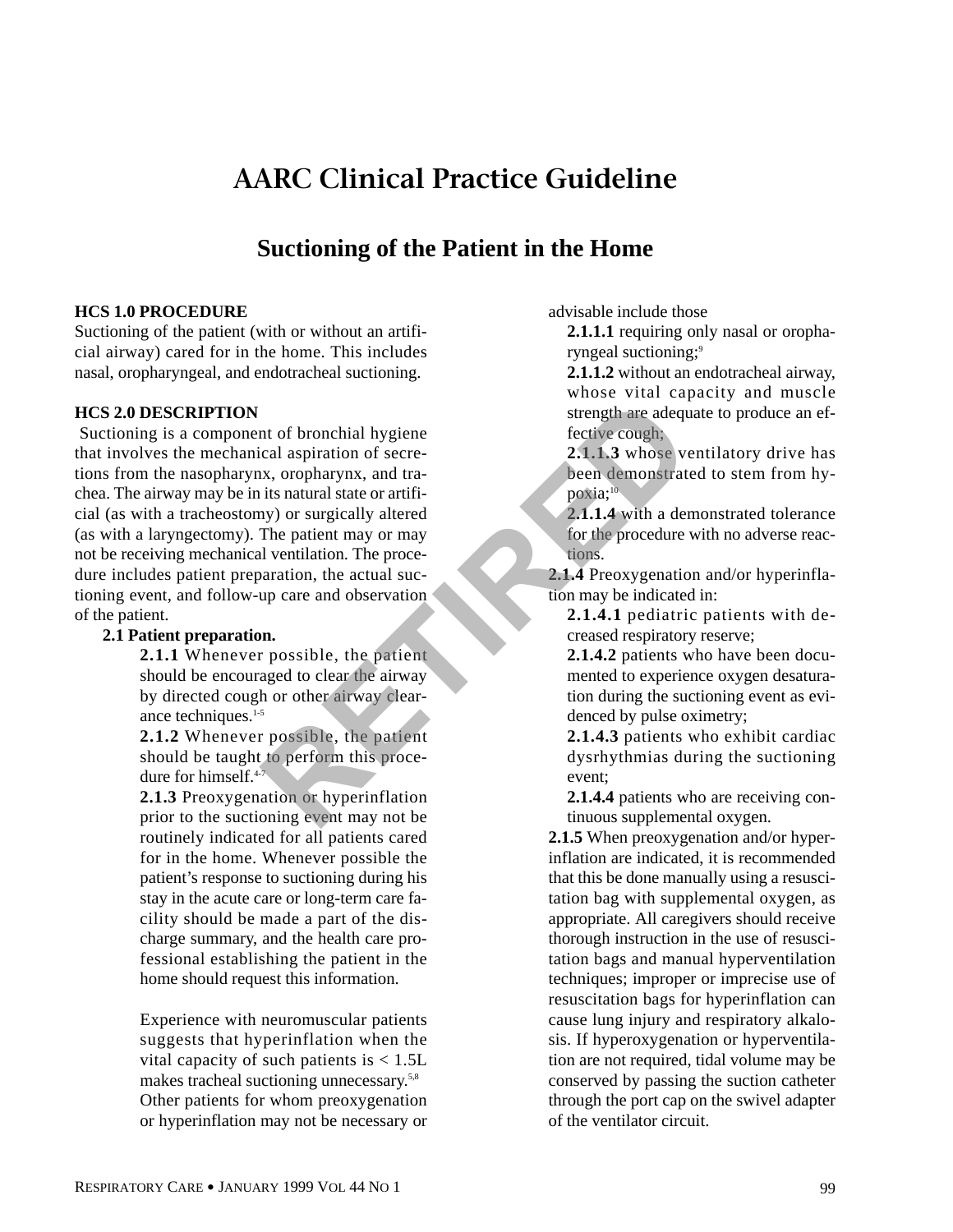# AARC Clinical Practice Guideline

## Suctioning of the Patient in the Home

**HCS 1.0 PROCEDURE**

Suctioning of the patient (with or without an artificial airway) cared for in the home. This includes nasal, oropharyngeal, and endotracheal suctioning.

**HCS 2.0 DESCRIPTION**

Suctioning is a component of bronchial hygiene that involves the mechanical aspiration of secretions from the nasopharynx, oropharynx, and trachea. The airway may be in its natural state or artificial (as with a tracheostomy) or surgically altered (as with a laryngectomy). The patient may or may not be receiving mechanical ventilation. The procedure includes patient preparation, the actual suctioning event, and follow-up care and observation of the patient.

**2.1 Patient preparation.**

**2.1.1** Whenever possible, the patient should be encouraged to clear the airway by directed cough or other airway clearance techniques.[1-5]

**2.1.2** Whenever possible, the patient should be taught to perform this procedure for himself.[4-7]

**2.1.3** Preoxygenation or hyperinflation prior to the suctioning event may not be routinely indicated for all patients cared for in the home. Whenever possible the patient's response to suctioning during his stay in the acute care or long-term care facility should be made a part of the discharge summary, and the health care professional establishing the patient in the home should request this information.

Experience with neuromuscular patients suggests that hyperinflation when the vital capacity of such patients is < 1.5L makes tracheal suctioning unnecessary.[5,8] Other patients for whom preoxygenation or hyperinflation may not be necessary or advisable include those

**2.1.1.1** requiring only nasal or oropharyngeal suctioning;[9]

**2.1.1.2** without an endotracheal airway, whose vital capacity and muscle strength are adequate to produce an effective cough;

**2.1.1.3** whose ventilatory drive has been demonstrated to stem from hypoxia;[10]

**2.1.1.4** with a demonstrated tolerance for the procedure with no adverse reactions.

**2.1.4** Preoxygenation and/or hyperinflation may be indicated in:

**2.1.4.1** pediatric patients with decreased respiratory reserve;

**2.1.4.2** patients who have been documented to experience oxygen desaturation during the suctioning event as evidenced by pulse oximetry;

**2.1.4.3** patients who exhibit cardiac dysrhythmias during the suctioning event;

**2.1.4.4** patients who are receiving continuous supplemental oxygen.

**2.1.5** When preoxygenation and/or hyperinflation are indicated, it is recommended that this be done manually using a resuscitation bag with supplemental oxygen, as appropriate. All caregivers should receive thorough instruction in the use of resuscitation bags and manual hyperventilation techniques; improper or imprecise use of resuscitation bags for hyperinflation can cause lung injury and respiratory alkalosis. If hyperoxygenation or hyperventilation are not required, tidal volume may be conserved by passing the suction catheter through the port cap on the swivel adapter of the ventilator circuit.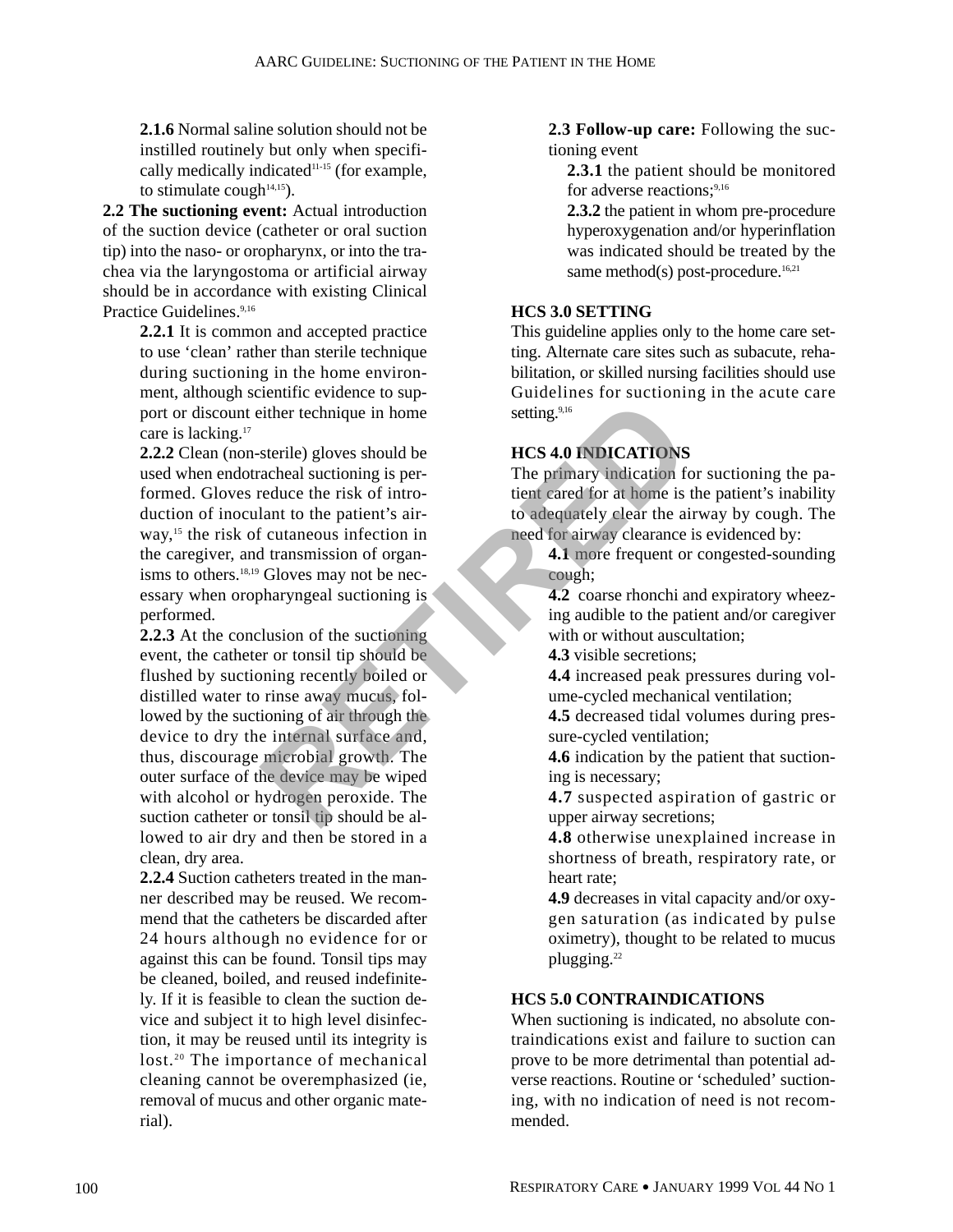**2.1.6** Normal saline solution should not be instilled routinely but only when specifically medically indicated[11-15] (for example, to stimulate cough[14,15]).

**2.2 The suctioning event:** Actual introduction of the suction device (catheter or oral suction tip) into the naso- or oropharynx, or into the trachea via the laryngostoma or artificial airway should be in accordance with existing Clinical Practice Guidelines.[9,16]

**2.2.1** It is common and accepted practice to use 'clean' rather than sterile technique during suctioning in the home environment, although scientific evidence to support or discount either technique in home care is lacking.[17]

**2.2.2** Clean (non-sterile) gloves should be used when endotracheal suctioning is performed. Gloves reduce the risk of introduction of inoculant to the patient's airway,[15] the risk of cutaneous infection in the caregiver, and transmission of organisms to others.[18,19] Gloves may not be necessary when oropharyngeal suctioning is performed.

**2.2.3** At the conclusion of the suctioning event, the catheter or tonsil tip should be flushed by suctioning recently boiled or distilled water to rinse away mucus, followed by the suctioning of air through the device to dry the internal surface and, thus, discourage microbial growth. The outer surface of the device may be wiped with alcohol or hydrogen peroxide. The suction catheter or tonsil tip should be allowed to air dry and then be stored in a clean, dry area.

**2.2.4** Suction catheters treated in the manner described may be reused. We recommend that the catheters be discarded after 24 hours although no evidence for or against this can be found. Tonsil tips may be cleaned, boiled, and reused indefinitely. If it is feasible to clean the suction device and subject it to high level disinfection, it may be reused until its integrity is lost.[20] The importance of mechanical cleaning cannot be overemphasized (ie, removal of mucus and other organic material).

**2.3 Follow-up care:** Following the suctioning event

**2.3.1** the patient should be monitored for adverse reactions;[9,16]

**2.3.2** the patient in whom pre-procedure hyperoxygenation and/or hyperinflation was indicated should be treated by the same method(s) post-procedure.[16,21]

## HCS 3.0 SETTING

This guideline applies only to the home care setting. Alternate care sites such as subacute, rehabilitation, or skilled nursing facilities should use Guidelines for suctioning in the acute care setting.[9,16]

## HCS 4.0 INDICATIONS

The primary indication for suctioning the patient cared for at home is the patient's inability to adequately clear the airway by cough. The need for airway clearance is evidenced by:

**4.1** more frequent or congested-sounding cough;

**4.2** coarse rhonchi and expiratory wheezing audible to the patient and/or caregiver with or without auscultation;

**4.3** visible secretions;

**4.4** increased peak pressures during volume-cycled mechanical ventilation;

**4.5** decreased tidal volumes during pressure-cycled ventilation;

**4.6** indication by the patient that suctioning is necessary;

**4.7** suspected aspiration of gastric or upper airway secretions;

**4.8** otherwise unexplained increase in shortness of breath, respiratory rate, or heart rate;

**4.9** decreases in vital capacity and/or oxygen saturation (as indicated by pulse oximetry), thought to be related to mucus plugging.[22]

## HCS 5.0 CONTRAINDICATIONS

When suctioning is indicated, no absolute contraindications exist and failure to suction can prove to be more detrimental than potential adverse reactions. Routine or 'scheduled' suctioning, with no indication of need is not recommended.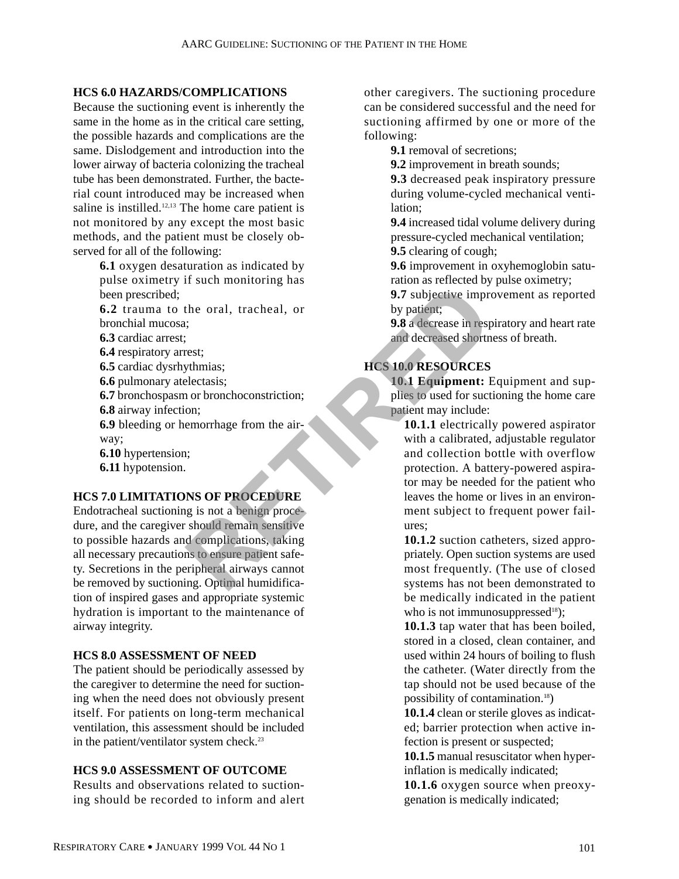## HCS 6.0 HAZARDS/COMPLICATIONS

Because the suctioning event is inherently the same in the home as in the critical care setting, the possible hazards and complications are the same. Dislodgement and introduction into the lower airway of bacteria colonizing the tracheal tube has been demonstrated. Further, the bacterial count introduced may be increased when saline is instilled.[12,13] The home care patient is not monitored by any except the most basic methods, and the patient must be closely observed for all of the following:

**6.1** oxygen desaturation as indicated by pulse oximetry if such monitoring has been prescribed;
**6.2** trauma to the oral, tracheal, or bronchial mucosa;
**6.3** cardiac arrest;
**6.4** respiratory arrest;
**6.5** cardiac dysrhythmias;
**6.6** pulmonary atelectasis;
**6.7** bronchospasm or bronchoconstriction;
**6.8** airway infection;
**6.9** bleeding or hemorrhage from the airway;
**6.10** hypertension;
**6.11** hypotension.

## HCS 7.0 LIMITATIONS OF PROCEDURE

Endotracheal suctioning is not a benign procedure, and the caregiver should remain sensitive to possible hazards and complications, taking all necessary precautions to ensure patient safety. Secretions in the peripheral airways cannot be removed by suctioning. Optimal humidification of inspired gases and appropriate systemic hydration is important to the maintenance of airway integrity.

## HCS 8.0 ASSESSMENT OF NEED

The patient should be periodically assessed by the caregiver to determine the need for suctioning when the need does not obviously present itself. For patients on long-term mechanical ventilation, this assessment should be included in the patient/ventilator system check.[23]

## HCS 9.0 ASSESSMENT OF OUTCOME

Results and observations related to suctioning should be recorded to inform and alert other caregivers. The suctioning procedure can be considered successful and the need for suctioning affirmed by one or more of the following:

**9.1** removal of secretions;
**9.2** improvement in breath sounds;
**9.3** decreased peak inspiratory pressure during volume-cycled mechanical ventilation;
**9.4** increased tidal volume delivery during pressure-cycled mechanical ventilation;
**9.5** clearing of cough;
**9.6** improvement in oxyhemoglobin saturation as reflected by pulse oximetry;
**9.7** subjective improvement as reported by patient;
**9.8** a decrease in respiratory and heart rate and decreased shortness of breath.

## HCS 10.0 RESOURCES

**10.1 Equipment:** Equipment and supplies to used for suctioning the home care patient may include:

**10.1.1** electrically powered aspirator with a calibrated, adjustable regulator and collection bottle with overflow protection. A battery-powered aspirator may be needed for the patient who leaves the home or lives in an environment subject to frequent power failures;

**10.1.2** suction catheters, sized appropriately. Open suction systems are used most frequently. (The use of closed systems has not been demonstrated to be medically indicated in the patient who is not immunosuppressed[18]);

**10.1.3** tap water that has been boiled, stored in a closed, clean container, and used within 24 hours of boiling to flush the catheter. (Water directly from the tap should not be used because of the possibility of contamination.[18])

**10.1.4** clean or sterile gloves as indicated; barrier protection when active infection is present or suspected;

**10.1.5** manual resuscitator when hyperinflation is medically indicated;

**10.1.6** oxygen source when preoxygenation is medically indicated;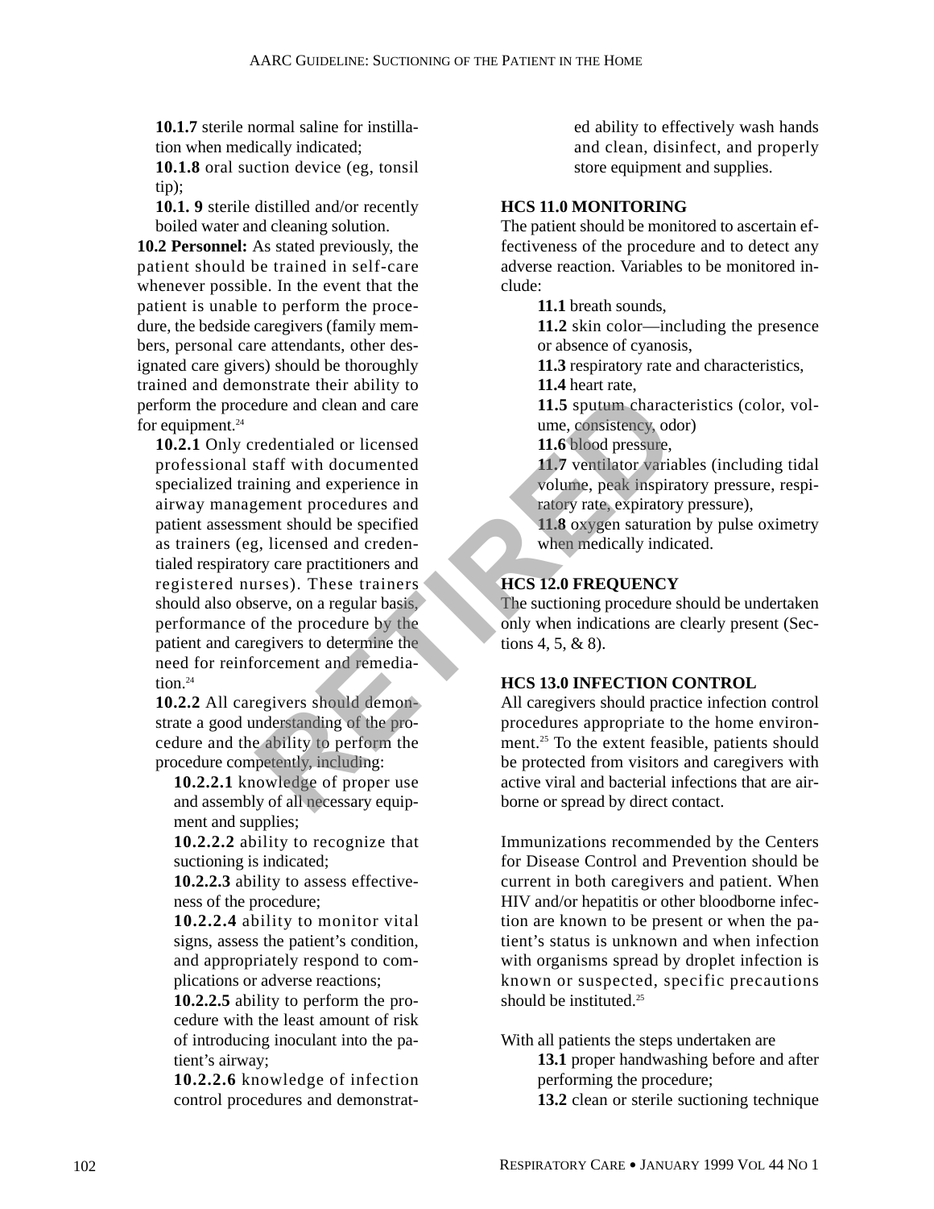10.1.7 sterile normal saline for instillation when medically indicated;

**10.1.8** oral suction device (eg, tonsil tip);

**10.1. 9** sterile distilled and/or recently boiled water and cleaning solution.

**10.2 Personnel:** As stated previously, the patient should be trained in self-care whenever possible. In the event that the patient is unable to perform the procedure, the bedside caregivers (family members, personal care attendants, other designated care givers) should be thoroughly trained and demonstrate their ability to perform the procedure and clean and care for equipment.[24]

**10.2.1** Only credentialed or licensed professional staff with documented specialized training and experience in airway management procedures and patient assessment should be specified as trainers (eg, licensed and credentialed respiratory care practitioners and registered nurses). These trainers should also observe, on a regular basis, performance of the procedure by the patient and caregivers to determine the need for reinforcement and remediation.[24]

**10.2.2** All caregivers should demonstrate a good understanding of the procedure and the ability to perform the procedure competently, including:

**10.2.2.1** knowledge of proper use and assembly of all necessary equipment and supplies;

**10.2.2.2** ability to recognize that suctioning is indicated;

**10.2.2.3** ability to assess effectiveness of the procedure;

**10.2.2.4** ability to monitor vital signs, assess the patient's condition, and appropriately respond to complications or adverse reactions;

**10.2.2.5** ability to perform the procedure with the least amount of risk of introducing inoculant into the patient's airway;

**10.2.2.6** knowledge of infection control procedures and demonstrated ability to effectively wash hands and clean, disinfect, and properly store equipment and supplies.

**HCS 11.0 MONITORING**

The patient should be monitored to ascertain effectiveness of the procedure and to detect any adverse reaction. Variables to be monitored include:

**11.1** breath sounds,

**11.2** skin color—including the presence or absence of cyanosis,

**11.3** respiratory rate and characteristics,

**11.4** heart rate,

**11.5** sputum characteristics (color, volume, consistency, odor)

**11.6** blood pressure,

**11.7** ventilator variables (including tidal volume, peak inspiratory pressure, respiratory rate, expiratory pressure),

**11.8** oxygen saturation by pulse oximetry when medically indicated.

**HCS 12.0 FREQUENCY**

The suctioning procedure should be undertaken only when indications are clearly present (Sections 4, 5, & 8).

**HCS 13.0 INFECTION CONTROL**

All caregivers should practice infection control procedures appropriate to the home environment.[25] To the extent feasible, patients should be protected from visitors and caregivers with active viral and bacterial infections that are airborne or spread by direct contact.

Immunizations recommended by the Centers for Disease Control and Prevention should be current in both caregivers and patient. When HIV and/or hepatitis or other bloodborne infection are known to be present or when the patient's status is unknown and when infection with organisms spread by droplet infection is known or suspected, specific precautions should be instituted.[25]

With all patients the steps undertaken are

**13.1** proper handwashing before and after performing the procedure;

**13.2** clean or sterile suctioning technique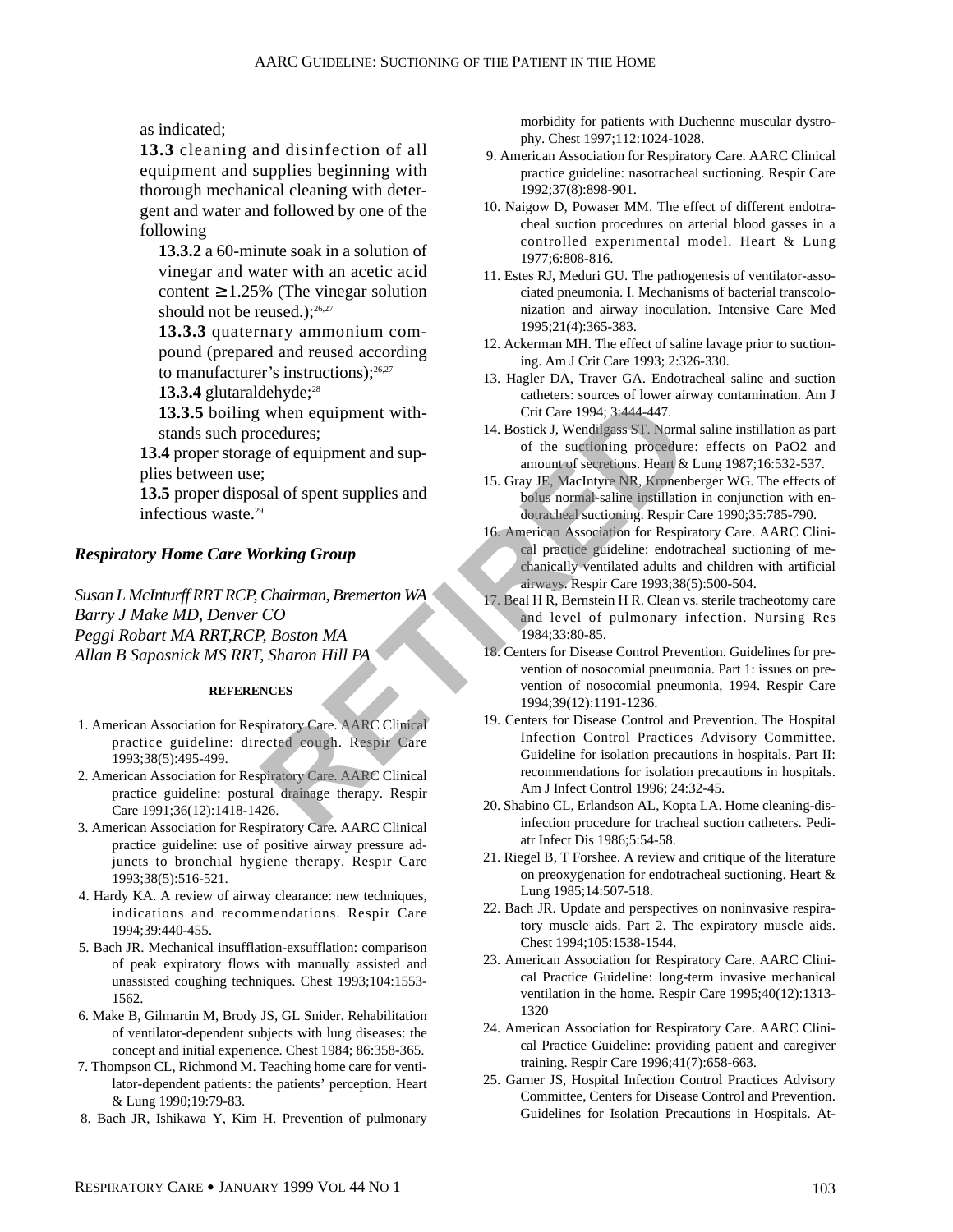as indicated;

**13.3** cleaning and disinfection of all equipment and supplies beginning with thorough mechanical cleaning with detergent and water and followed by one of the following

**13.3.2** a 60-minute soak in a solution of vinegar and water with an acetic acid content ≥1.25% (The vinegar solution should not be reused.);[26,27]

**13.3.3** quaternary ammonium compound (prepared and reused according to manufacturer's instructions);[26,27]

**13.3.4** glutaraldehyde;[28]

**13.3.5** boiling when equipment withstands such procedures;

**13.4** proper storage of equipment and supplies between use;

**13.5** proper disposal of spent supplies and infectious waste.[29]

***Respiratory Home Care Working Group***

*Susan L McInturff RRT RCP, Chairman, Bremerton WA*
*Barry J Make MD, Denver CO*
*Peggi Robart MA RRT,RCP, Boston MA*
*Allan B Saposnick MS RRT, Sharon Hill PA*

**REFERENCES**

1. American Association for Respiratory Care. AARC Clinical practice guideline: directed cough. Respir Care 1993;38(5):495-499.
2. American Association for Respiratory Care. AARC Clinical practice guideline: postural drainage therapy. Respir Care 1991;36(12):1418-1426.
3. American Association for Respiratory Care. AARC Clinical practice guideline: use of positive airway pressure adjuncts to bronchial hygiene therapy. Respir Care 1993;38(5):516-521.
4. Hardy KA. A review of airway clearance: new techniques, indications and recommendations. Respir Care 1994;39:440-455.
5. Bach JR. Mechanical insufflation-exsufflation: comparison of peak expiratory flows with manually assisted and unassisted coughing techniques. Chest 1993;104:1553-1562.
6. Make B, Gilmartin M, Brody JS, GL Snider. Rehabilitation of ventilator-dependent subjects with lung diseases: the concept and initial experience. Chest 1984; 86:358-365.
7. Thompson CL, Richmond M. Teaching home care for ventilator-dependent patients: the patients' perception. Heart & Lung 1990;19:79-83.
8. Bach JR, Ishikawa Y, Kim H. Prevention of pulmonary morbidity for patients with Duchenne muscular dystrophy. Chest 1997;112:1024-1028.
9. American Association for Respiratory Care. AARC Clinical practice guideline: nasotracheal suctioning. Respir Care 1992;37(8):898-901.
10. Naigow D, Powaser MM. The effect of different endotracheal suction procedures on arterial blood gasses in a controlled experimental model. Heart & Lung 1977;6:808-816.
11. Estes RJ, Meduri GU. The pathogenesis of ventilator-associated pneumonia. I. Mechanisms of bacterial transcolonization and airway inoculation. Intensive Care Med 1995;21(4):365-383.
12. Ackerman MH. The effect of saline lavage prior to suctioning. Am J Crit Care 1993; 2:326-330.
13. Hagler DA, Traver GA. Endotracheal saline and suction catheters: sources of lower airway contamination. Am J Crit Care 1994; 3:444-447.
14. Bostick J, Wendilgass ST. Normal saline instillation as part of the suctioning procedure: effects on PaO2 and amount of secretions. Heart & Lung 1987;16:532-537.
15. Gray JE, MacIntyre NR, Kronenberger WG. The effects of bolus normal-saline instillation in conjunction with endotracheal suctioning. Respir Care 1990;35:785-790.
16. American Association for Respiratory Care. AARC Clinical practice guideline: endotracheal suctioning of mechanically ventilated adults and children with artificial airways. Respir Care 1993;38(5):500-504.
17. Beal H R, Bernstein H R. Clean vs. sterile tracheotomy care and level of pulmonary infection. Nursing Res 1984;33:80-85.
18. Centers for Disease Control Prevention. Guidelines for prevention of nosocomial pneumonia. Part 1: issues on prevention of nosocomial pneumonia, 1994. Respir Care 1994;39(12):1191-1236.
19. Centers for Disease Control and Prevention. The Hospital Infection Control Practices Advisory Committee. Guideline for isolation precautions in hospitals. Part II: recommendations for isolation precautions in hospitals. Am J Infect Control 1996; 24:32-45.
20. Shabino CL, Erlandson AL, Kopta LA. Home cleaning-disinfection procedure for tracheal suction catheters. Pediatr Infect Dis 1986;5:54-58.
21. Riegel B, T Forshee. A review and critique of the literature on preoxygenation for endotracheal suctioning. Heart & Lung 1985;14:507-518.
22. Bach JR. Update and perspectives on noninvasive respiratory muscle aids. Part 2. The expiratory muscle aids. Chest 1994;105:1538-1544.
23. American Association for Respiratory Care. AARC Clinical Practice Guideline: long-term invasive mechanical ventilation in the home. Respir Care 1995;40(12):1313-1320
24. American Association for Respiratory Care. AARC Clinical Practice Guideline: providing patient and caregiver training. Respir Care 1996;41(7):658-663.
25. Garner JS, Hospital Infection Control Practices Advisory Committee, Centers for Disease Control and Prevention. Guidelines for Isolation Precautions in Hospitals. At-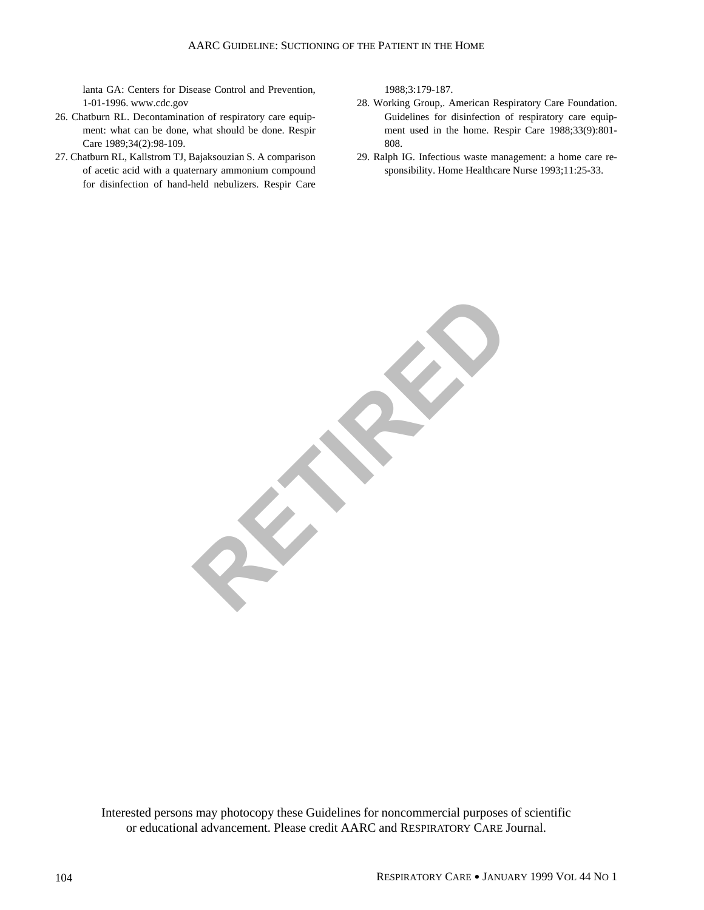lanta GA: Centers for Disease Control and Prevention, 1-01-1996. www.cdc.gov

26. Chatburn RL. Decontamination of respiratory care equipment: what can be done, what should be done. Respir Care 1989;34(2):98-109.
27. Chatburn RL, Kallstrom TJ, Bajaksouzian S. A comparison of acetic acid with a quaternary ammonium compound for disinfection of hand-held nebulizers. Respir Care 1988;3:179-187.
28. Working Group,. American Respiratory Care Foundation. Guidelines for disinfection of respiratory care equipment used in the home. Respir Care 1988;33(9):801-808.
29. Ralph IG. Infectious waste management: a home care responsibility. Home Healthcare Nurse 1993;11:25-33.

RETIRED

Interested persons may photocopy these Guidelines for noncommercial purposes of scientific or educational advancement. Please credit AARC and RESPIRATORY CARE Journal.